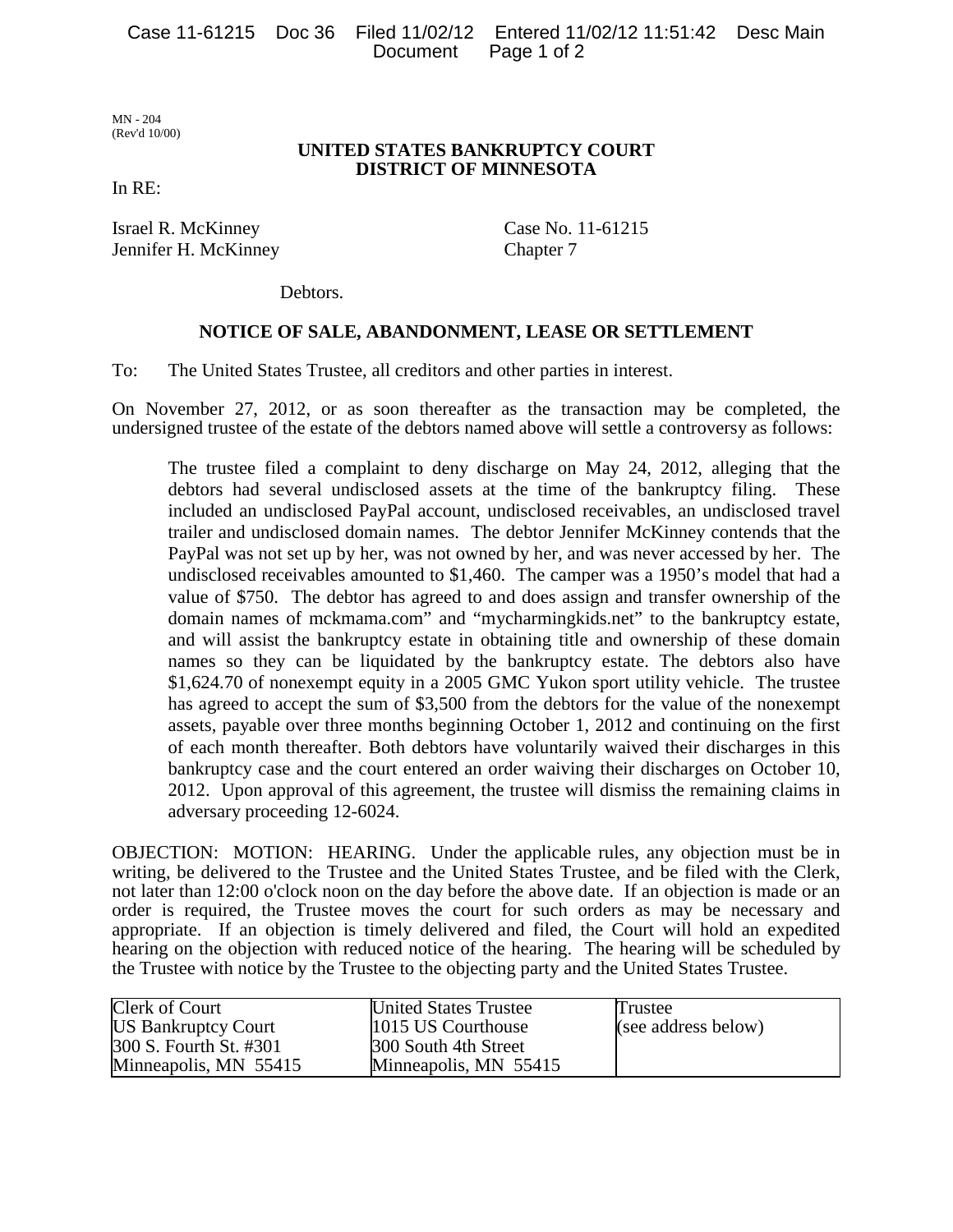MN - 204
(Rev'd 10/00)

**UNITED STATES BANKRUPTCY COURT**
**DISTRICT OF MINNESOTA**

In RE:

Israel R. McKinney
Jennifer H. McKinney

Case No. 11-61215
Chapter 7

Debtors.

**NOTICE OF SALE, ABANDONMENT, LEASE OR SETTLEMENT**

To: The United States Trustee, all creditors and other parties in interest.

On November 27, 2012, or as soon thereafter as the transaction may be completed, the undersigned trustee of the estate of the debtors named above will settle a controversy as follows:

> The trustee filed a complaint to deny discharge on May 24, 2012, alleging that the debtors had several undisclosed assets at the time of the bankruptcy filing. These included an undisclosed PayPal account, undisclosed receivables, an undisclosed travel trailer and undisclosed domain names. The debtor Jennifer McKinney contends that the PayPal was not set up by her, was not owned by her, and was never accessed by her. The undisclosed receivables amounted to $1,460. The camper was a 1950's model that had a value of $750. The debtor has agreed to and does assign and transfer ownership of the domain names of mckmama.com" and "mycharmingkids.net" to the bankruptcy estate, and will assist the bankruptcy estate in obtaining title and ownership of these domain names so they can be liquidated by the bankruptcy estate. The debtors also have $1,624.70 of nonexempt equity in a 2005 GMC Yukon sport utility vehicle. The trustee has agreed to accept the sum of $3,500 from the debtors for the value of the nonexempt assets, payable over three months beginning October 1, 2012 and continuing on the first of each month thereafter. Both debtors have voluntarily waived their discharges in this bankruptcy case and the court entered an order waiving their discharges on October 10, 2012. Upon approval of this agreement, the trustee will dismiss the remaining claims in adversary proceeding 12-6024.

OBJECTION: MOTION: HEARING. Under the applicable rules, any objection must be in writing, be delivered to the Trustee and the United States Trustee, and be filed with the Clerk, not later than 12:00 o'clock noon on the day before the above date. If an objection is made or an order is required, the Trustee moves the court for such orders as may be necessary and appropriate. If an objection is timely delivered and filed, the Court will hold an expedited hearing on the objection with reduced notice of the hearing. The hearing will be scheduled by the Trustee with notice by the Trustee to the objecting party and the United States Trustee.

| Clerk of Court | United States Trustee | Trustee |
|---|---|---|
| US Bankruptcy Court | 1015 US Courthouse | (see address below) |
| 300 S. Fourth St. #301 | 300 South 4th Street | |
| Minneapolis, MN 55415 | Minneapolis, MN 55415 | |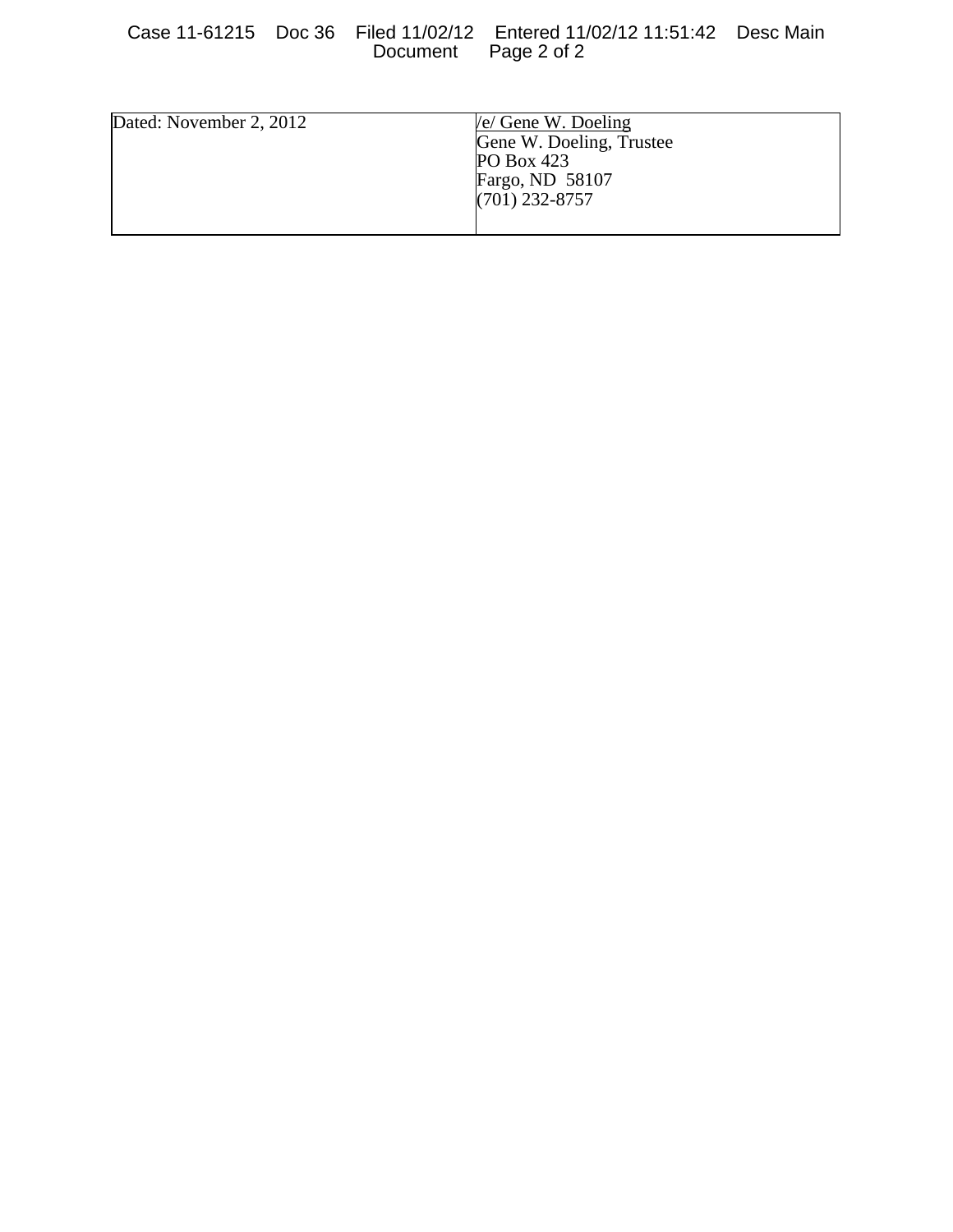| | |
|---|---|
| Dated: November 2, 2012 | /e/ Gene W. Doeling<br>Gene W. Doeling, Trustee<br>PO Box 423<br>Fargo, ND 58107<br>(701) 232-8757 |